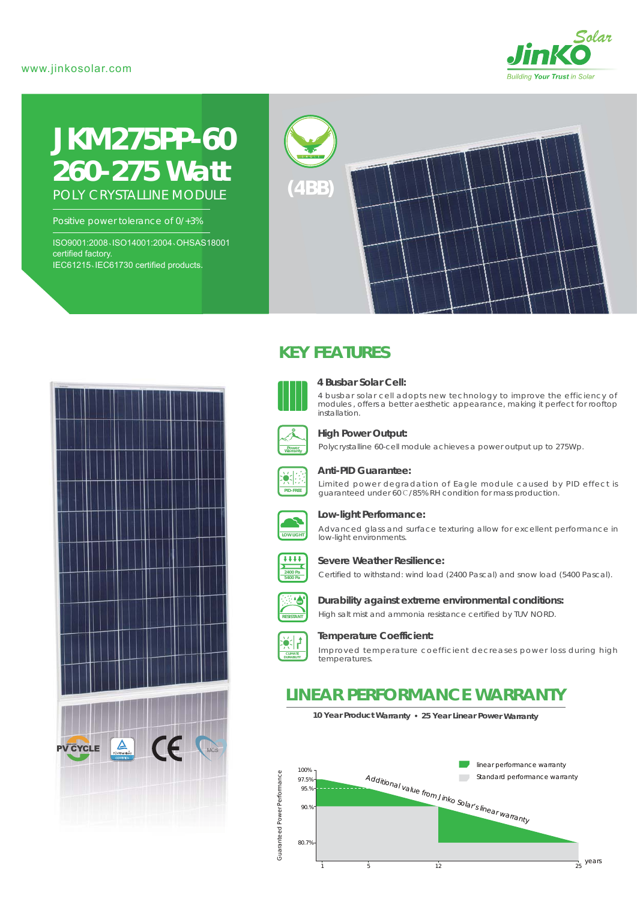www.jinkosolar.com

JinKO Solar
Building Your Trust in Solar

# JKM275PP-60
# 260-275 Watt
## POLY CRYSTALLINE MODULE

Positive power tolerance of 0/+3%

ISO9001:2008、ISO14001:2004、OHSAS18001 certified factory.
IEC61215、IEC61730 certified products.

(4BB)

## KEY FEATURES

**4 Busbar Solar Cell:**
4 busbar solar cell adopts new technology to improve the efficiency of modules, offers a better aesthetic appearance, making it perfect for rooftop installation.

**High Power Output:**
Polycrystalline 60-cell module achieves a power output up to 275Wp.

**Anti-PID Guarantee:**
Limited power degradation of Eagle module caused by PID effect is guaranteed under 60℃/85%RH condition for mass production.

**Low-light Performance:**
Advanced glass and surface texturing allow for excellent performance in low-light environments.

**Severe Weather Resilience:**
Certified to withstand: wind load (2400 Pascal) and snow load (5400 Pascal).

**Durability against extreme environmental conditions:**
High salt mist and ammonia resistance certified by TUV NORD.

**Temperature Coefficient:**
Improved temperature coefficient decreases power loss during high temperatures.

## LINEAR PERFORMANCE WARRANTY

**10 Year Product Warranty • 25 Year Linear Power Warranty**

Guaranteed Power Performance: 100%, 97.5%, 95%, 90%, 80.7%

years: 1, 5, 12, 25

Additional value from Jinko Solar's linear warranty

- linear performance warranty
- Standard performance warranty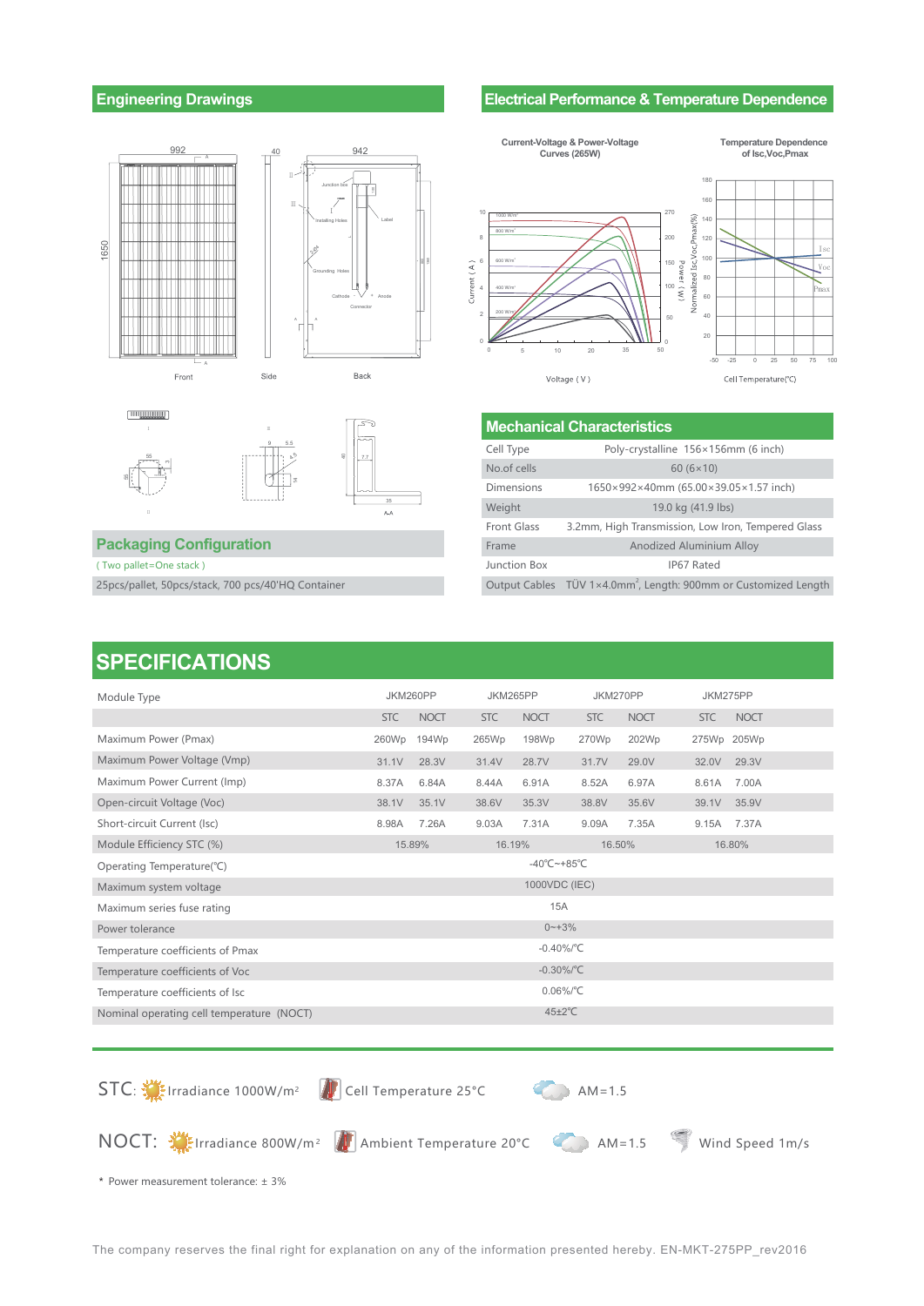## Engineering Drawings

992

40

942

1650

Junction box

Installing Holes

Label

Grounding Holes

Cathode

Anode

Connector

Front

Side

Back

A-A

## Electrical Performance & Temperature Dependence

Current-Voltage & Power-Voltage Curves (265W)

1000 W/m²

800 W/m²

600 W/m²

400 W/m²

200 W/m²

Current ( A )

Power (W)

Voltage ( V )

Temperature Dependence of Isc,Voc,Pmax

Normalized Isc,Voc,Pmax(%)

Isc

Voc

Pmax

Cell Temperature(°C)

## Mechanical Characteristics

| | |
|---|---|
| Cell Type | Poly-crystalline 156×156mm (6 inch) |
| No.of cells | 60 (6×10) |
| Dimensions | 1650×992×40mm (65.00×39.05×1.57 inch) |
| Weight | 19.0 kg (41.9 lbs) |
| Front Glass | 3.2mm, High Transmission, Low Iron, Tempered Glass |
| Frame | Anodized Aluminium Alloy |
| Junction Box | IP67 Rated |
| Output Cables | TÜV 1×4.0mm², Length: 900mm or Customized Length |

## Packaging Configuration

( Two pallet=One stack )

25pcs/pallet, 50pcs/stack, 700 pcs/40'HQ Container

# SPECIFICATIONS

| Module Type | JKM260PP | | JKM265PP | | JKM270PP | | JKM275PP | |
|---|---|---|---|---|---|---|---|---|
| | STC | NOCT | STC | NOCT | STC | NOCT | STC | NOCT |
| Maximum Power (Pmax) | 260Wp | 194Wp | 265Wp | 198Wp | 270Wp | 202Wp | 275Wp | 205Wp |
| Maximum Power Voltage (Vmp) | 31.1V | 28.3V | 31.4V | 28.7V | 31.7V | 29.0V | 32.0V | 29.3V |
| Maximum Power Current (Imp) | 8.37A | 6.84A | 8.44A | 6.91A | 8.52A | 6.97A | 8.61A | 7.00A |
| Open-circuit Voltage (Voc) | 38.1V | 35.1V | 38.6V | 35.3V | 38.8V | 35.6V | 39.1V | 35.9V |
| Short-circuit Current (Isc) | 8.98A | 7.26A | 9.03A | 7.31A | 9.09A | 7.35A | 9.15A | 7.37A |
| Module Efficiency STC (%) | 15.89% | | 16.19% | | 16.50% | | 16.80% | |
| Operating Temperature(℃) | -40℃~+85℃ | | | | | | | |
| Maximum system voltage | 1000VDC (IEC) | | | | | | | |
| Maximum series fuse rating | 15A | | | | | | | |
| Power tolerance | 0~+3% | | | | | | | |
| Temperature coefficients of Pmax | -0.40%/℃ | | | | | | | |
| Temperature coefficients of Voc | -0.30%/℃ | | | | | | | |
| Temperature coefficients of Isc | 0.06%/℃ | | | | | | | |
| Nominal operating cell temperature (NOCT) | 45±2℃ | | | | | | | |

STC: Irradiance 1000W/m² Cell Temperature 25°C AM=1.5

NOCT: Irradiance 800W/m² Ambient Temperature 20°C AM=1.5 Wind Speed 1m/s

* Power measurement tolerance: ± 3%

The company reserves the final right for explanation on any of the information presented hereby. EN-MKT-275PP_rev2016